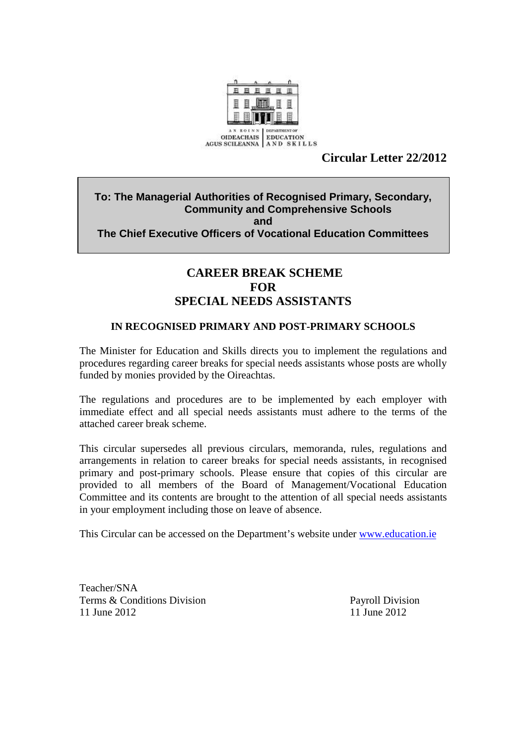AN ROINN OIDEACHAIS AGUS SCILEANNA | DEPARTMENT OF EDUCATION AND SKILLS

**Circular Letter 22/2012**

**To: The Managerial Authorities of Recognised Primary, Secondary, Community and Comprehensive Schools**
**and**
**The Chief Executive Officers of Vocational Education Committees**

# CAREER BREAK SCHEME FOR SPECIAL NEEDS ASSISTANTS

## IN RECOGNISED PRIMARY AND POST-PRIMARY SCHOOLS

The Minister for Education and Skills directs you to implement the regulations and procedures regarding career breaks for special needs assistants whose posts are wholly funded by monies provided by the Oireachtas.

The regulations and procedures are to be implemented by each employer with immediate effect and all special needs assistants must adhere to the terms of the attached career break scheme.

This circular supersedes all previous circulars, memoranda, rules, regulations and arrangements in relation to career breaks for special needs assistants, in recognised primary and post-primary schools. Please ensure that copies of this circular are provided to all members of the Board of Management/Vocational Education Committee and its contents are brought to the attention of all special needs assistants in your employment including those on leave of absence.

This Circular can be accessed on the Department's website under www.education.ie

Teacher/SNA
Terms & Conditions Division
11 June 2012

Payroll Division
11 June 2012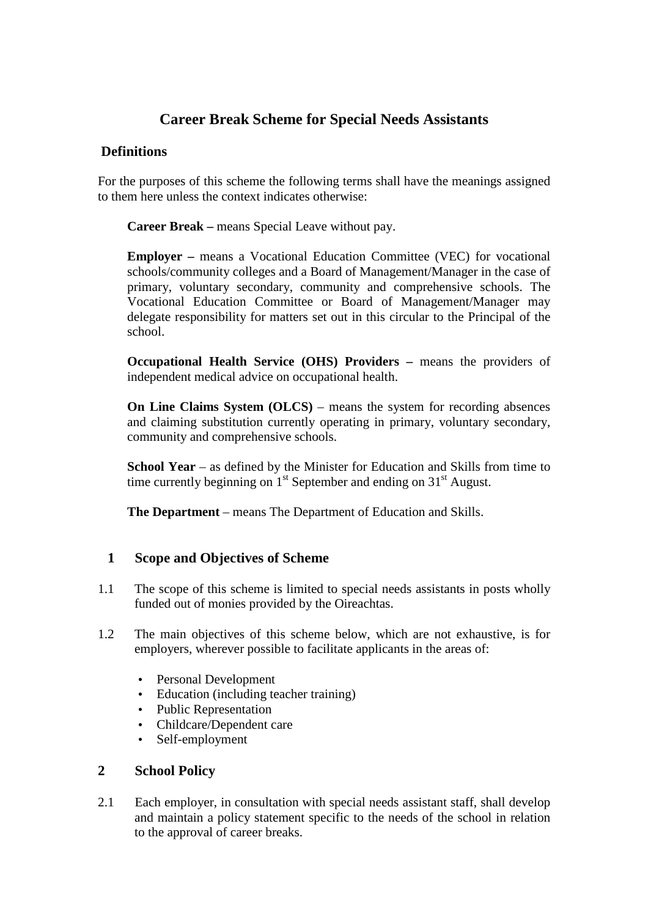# Career Break Scheme for Special Needs Assistants

## Definitions

For the purposes of this scheme the following terms shall have the meanings assigned to them here unless the context indicates otherwise:

**Career Break –** means Special Leave without pay.

**Employer –** means a Vocational Education Committee (VEC) for vocational schools/community colleges and a Board of Management/Manager in the case of primary, voluntary secondary, community and comprehensive schools. The Vocational Education Committee or Board of Management/Manager may delegate responsibility for matters set out in this circular to the Principal of the school.

**Occupational Health Service (OHS) Providers –** means the providers of independent medical advice on occupational health.

**On Line Claims System (OLCS)** – means the system for recording absences and claiming substitution currently operating in primary, voluntary secondary, community and comprehensive schools.

**School Year** – as defined by the Minister for Education and Skills from time to time currently beginning on 1st September and ending on 31st August.

**The Department** – means The Department of Education and Skills.

## 1 Scope and Objectives of Scheme

1.1 The scope of this scheme is limited to special needs assistants in posts wholly funded out of monies provided by the Oireachtas.

1.2 The main objectives of this scheme below, which are not exhaustive, is for employers, wherever possible to facilitate applicants in the areas of:

- Personal Development
- Education (including teacher training)
- Public Representation
- Childcare/Dependent care
- Self-employment

## 2 School Policy

2.1 Each employer, in consultation with special needs assistant staff, shall develop and maintain a policy statement specific to the needs of the school in relation to the approval of career breaks.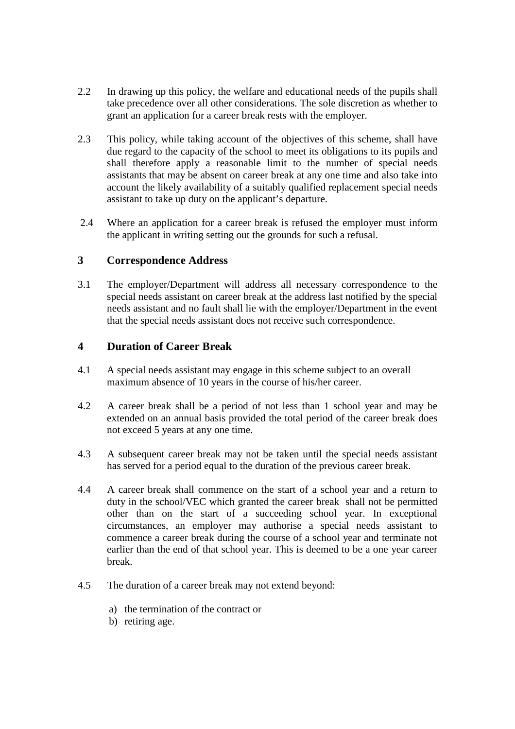2.2 In drawing up this policy, the welfare and educational needs of the pupils shall take precedence over all other considerations. The sole discretion as whether to grant an application for a career break rests with the employer.

2.3 This policy, while taking account of the objectives of this scheme, shall have due regard to the capacity of the school to meet its obligations to its pupils and shall therefore apply a reasonable limit to the number of special needs assistants that may be absent on career break at any one time and also take into account the likely availability of a suitably qualified replacement special needs assistant to take up duty on the applicant's departure.

2.4 Where an application for a career break is refused the employer must inform the applicant in writing setting out the grounds for such a refusal.

## 3 Correspondence Address

3.1 The employer/Department will address all necessary correspondence to the special needs assistant on career break at the address last notified by the special needs assistant and no fault shall lie with the employer/Department in the event that the special needs assistant does not receive such correspondence.

## 4 Duration of Career Break

4.1 A special needs assistant may engage in this scheme subject to an overall maximum absence of 10 years in the course of his/her career.

4.2 A career break shall be a period of not less than 1 school year and may be extended on an annual basis provided the total period of the career break does not exceed 5 years at any one time.

4.3 A subsequent career break may not be taken until the special needs assistant has served for a period equal to the duration of the previous career break.

4.4 A career break shall commence on the start of a school year and a return to duty in the school/VEC which granted the career break shall not be permitted other than on the start of a succeeding school year. In exceptional circumstances, an employer may authorise a special needs assistant to commence a career break during the course of a school year and terminate not earlier than the end of that school year. This is deemed to be a one year career break.

4.5 The duration of a career break may not extend beyond:

a) the termination of the contract or
b) retiring age.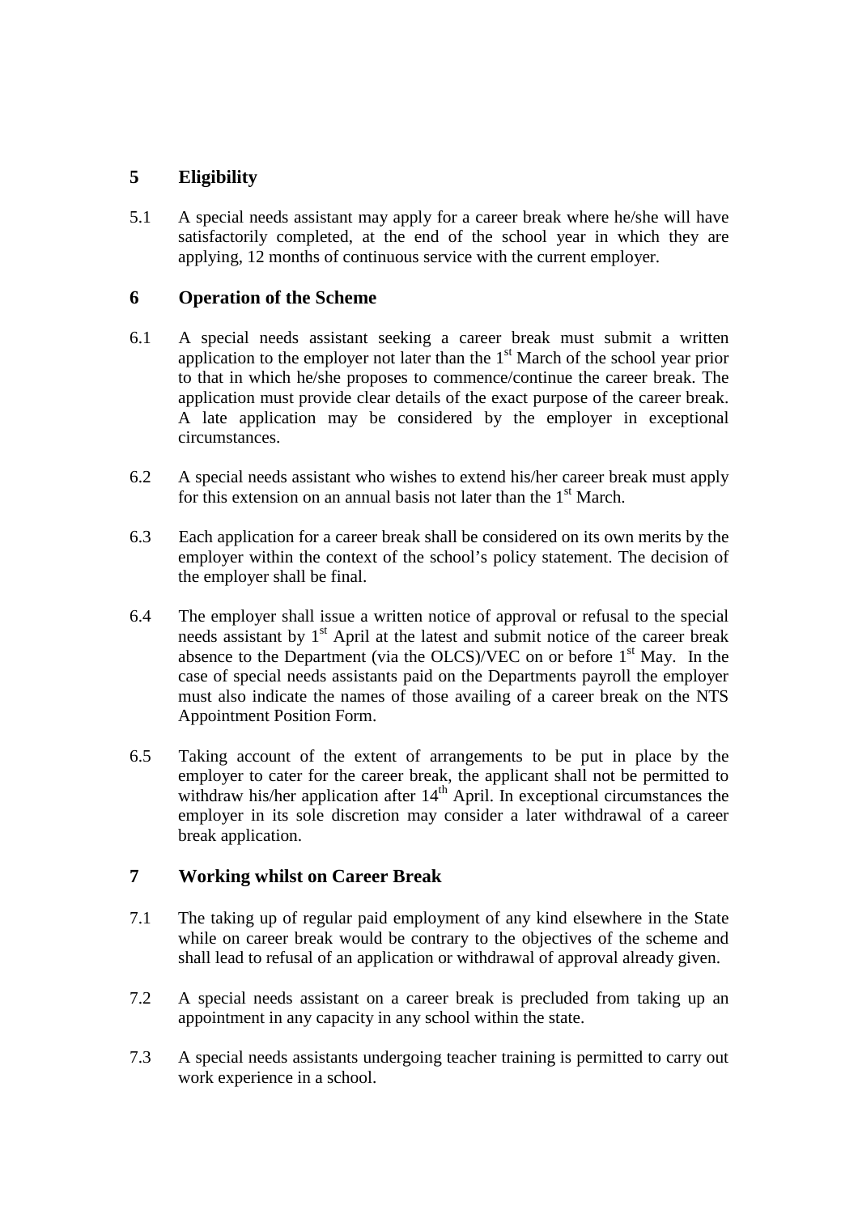## 5 Eligibility

5.1 A special needs assistant may apply for a career break where he/she will have satisfactorily completed, at the end of the school year in which they are applying, 12 months of continuous service with the current employer.

## 6 Operation of the Scheme

6.1 A special needs assistant seeking a career break must submit a written application to the employer not later than the 1st March of the school year prior to that in which he/she proposes to commence/continue the career break. The application must provide clear details of the exact purpose of the career break. A late application may be considered by the employer in exceptional circumstances.

6.2 A special needs assistant who wishes to extend his/her career break must apply for this extension on an annual basis not later than the 1st March.

6.3 Each application for a career break shall be considered on its own merits by the employer within the context of the school's policy statement. The decision of the employer shall be final.

6.4 The employer shall issue a written notice of approval or refusal to the special needs assistant by 1st April at the latest and submit notice of the career break absence to the Department (via the OLCS)/VEC on or before 1st May. In the case of special needs assistants paid on the Departments payroll the employer must also indicate the names of those availing of a career break on the NTS Appointment Position Form.

6.5 Taking account of the extent of arrangements to be put in place by the employer to cater for the career break, the applicant shall not be permitted to withdraw his/her application after 14th April. In exceptional circumstances the employer in its sole discretion may consider a later withdrawal of a career break application.

## 7 Working whilst on Career Break

7.1 The taking up of regular paid employment of any kind elsewhere in the State while on career break would be contrary to the objectives of the scheme and shall lead to refusal of an application or withdrawal of approval already given.

7.2 A special needs assistant on a career break is precluded from taking up an appointment in any capacity in any school within the state.

7.3 A special needs assistants undergoing teacher training is permitted to carry out work experience in a school.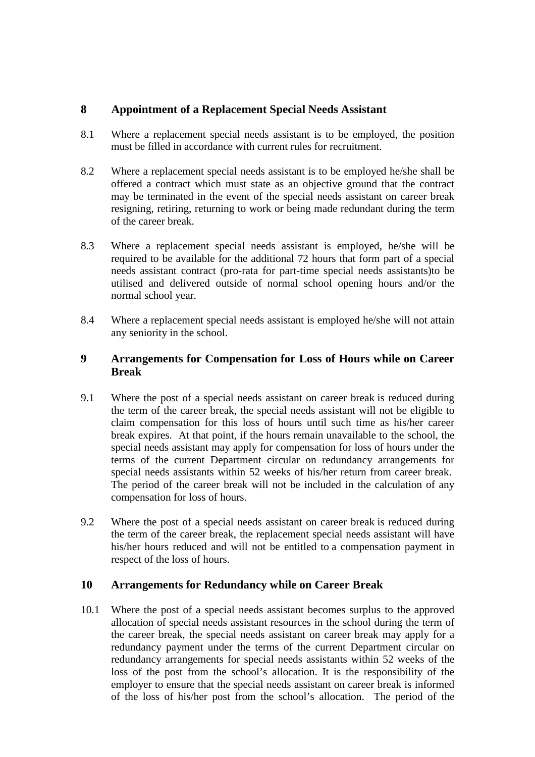## 8 Appointment of a Replacement Special Needs Assistant

8.1 Where a replacement special needs assistant is to be employed, the position must be filled in accordance with current rules for recruitment.

8.2 Where a replacement special needs assistant is to be employed he/she shall be offered a contract which must state as an objective ground that the contract may be terminated in the event of the special needs assistant on career break resigning, retiring, returning to work or being made redundant during the term of the career break.

8.3 Where a replacement special needs assistant is employed, he/she will be required to be available for the additional 72 hours that form part of a special needs assistant contract (pro-rata for part-time special needs assistants)to be utilised and delivered outside of normal school opening hours and/or the normal school year.

8.4 Where a replacement special needs assistant is employed he/she will not attain any seniority in the school.

## 9 Arrangements for Compensation for Loss of Hours while on Career Break

9.1 Where the post of a special needs assistant on career break is reduced during the term of the career break, the special needs assistant will not be eligible to claim compensation for this loss of hours until such time as his/her career break expires. At that point, if the hours remain unavailable to the school, the special needs assistant may apply for compensation for loss of hours under the terms of the current Department circular on redundancy arrangements for special needs assistants within 52 weeks of his/her return from career break. The period of the career break will not be included in the calculation of any compensation for loss of hours.

9.2 Where the post of a special needs assistant on career break is reduced during the term of the career break, the replacement special needs assistant will have his/her hours reduced and will not be entitled to a compensation payment in respect of the loss of hours.

## 10 Arrangements for Redundancy while on Career Break

10.1 Where the post of a special needs assistant becomes surplus to the approved allocation of special needs assistant resources in the school during the term of the career break, the special needs assistant on career break may apply for a redundancy payment under the terms of the current Department circular on redundancy arrangements for special needs assistants within 52 weeks of the loss of the post from the school's allocation. It is the responsibility of the employer to ensure that the special needs assistant on career break is informed of the loss of his/her post from the school's allocation. The period of the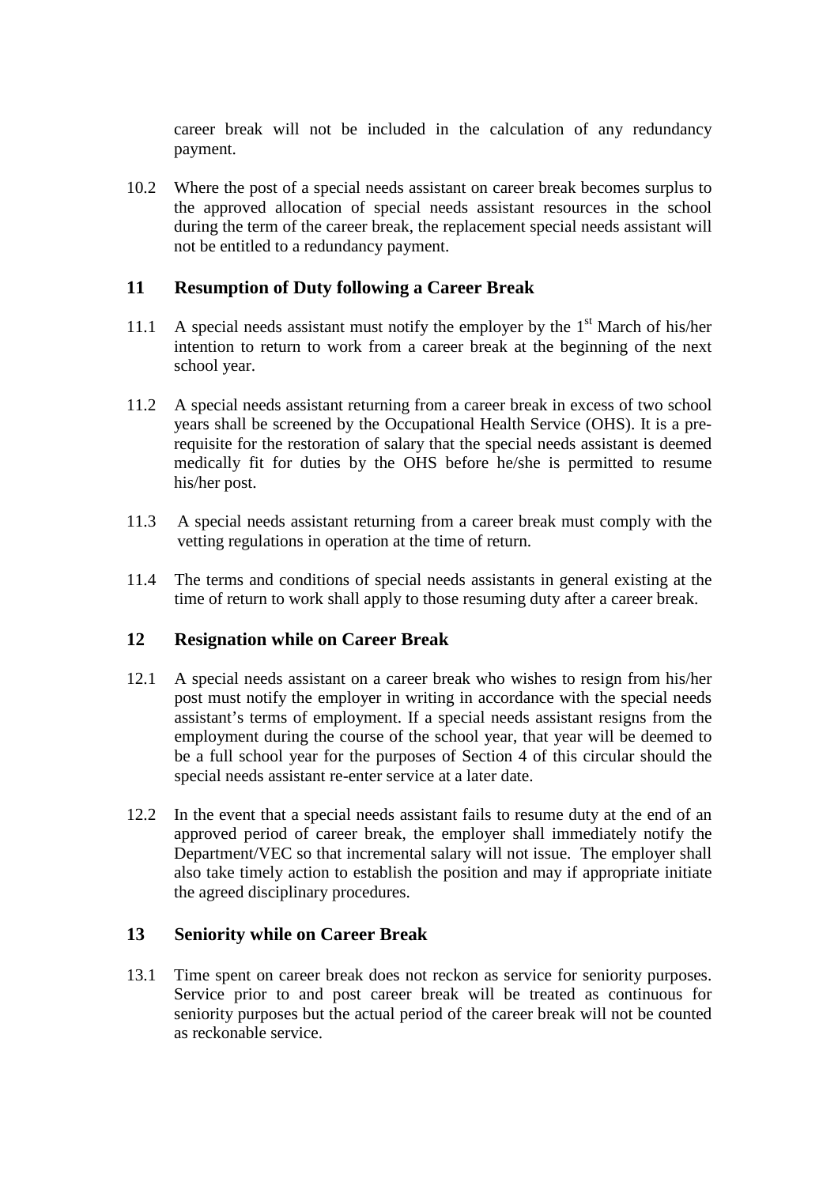career break will not be included in the calculation of any redundancy payment.

10.2 Where the post of a special needs assistant on career break becomes surplus to the approved allocation of special needs assistant resources in the school during the term of the career break, the replacement special needs assistant will not be entitled to a redundancy payment.

## 11 Resumption of Duty following a Career Break

11.1 A special needs assistant must notify the employer by the 1st March of his/her intention to return to work from a career break at the beginning of the next school year.

11.2 A special needs assistant returning from a career break in excess of two school years shall be screened by the Occupational Health Service (OHS). It is a pre-requisite for the restoration of salary that the special needs assistant is deemed medically fit for duties by the OHS before he/she is permitted to resume his/her post.

11.3 A special needs assistant returning from a career break must comply with the vetting regulations in operation at the time of return.

11.4 The terms and conditions of special needs assistants in general existing at the time of return to work shall apply to those resuming duty after a career break.

## 12 Resignation while on Career Break

12.1 A special needs assistant on a career break who wishes to resign from his/her post must notify the employer in writing in accordance with the special needs assistant's terms of employment. If a special needs assistant resigns from the employment during the course of the school year, that year will be deemed to be a full school year for the purposes of Section 4 of this circular should the special needs assistant re-enter service at a later date.

12.2 In the event that a special needs assistant fails to resume duty at the end of an approved period of career break, the employer shall immediately notify the Department/VEC so that incremental salary will not issue. The employer shall also take timely action to establish the position and may if appropriate initiate the agreed disciplinary procedures.

## 13 Seniority while on Career Break

13.1 Time spent on career break does not reckon as service for seniority purposes. Service prior to and post career break will be treated as continuous for seniority purposes but the actual period of the career break will not be counted as reckonable service.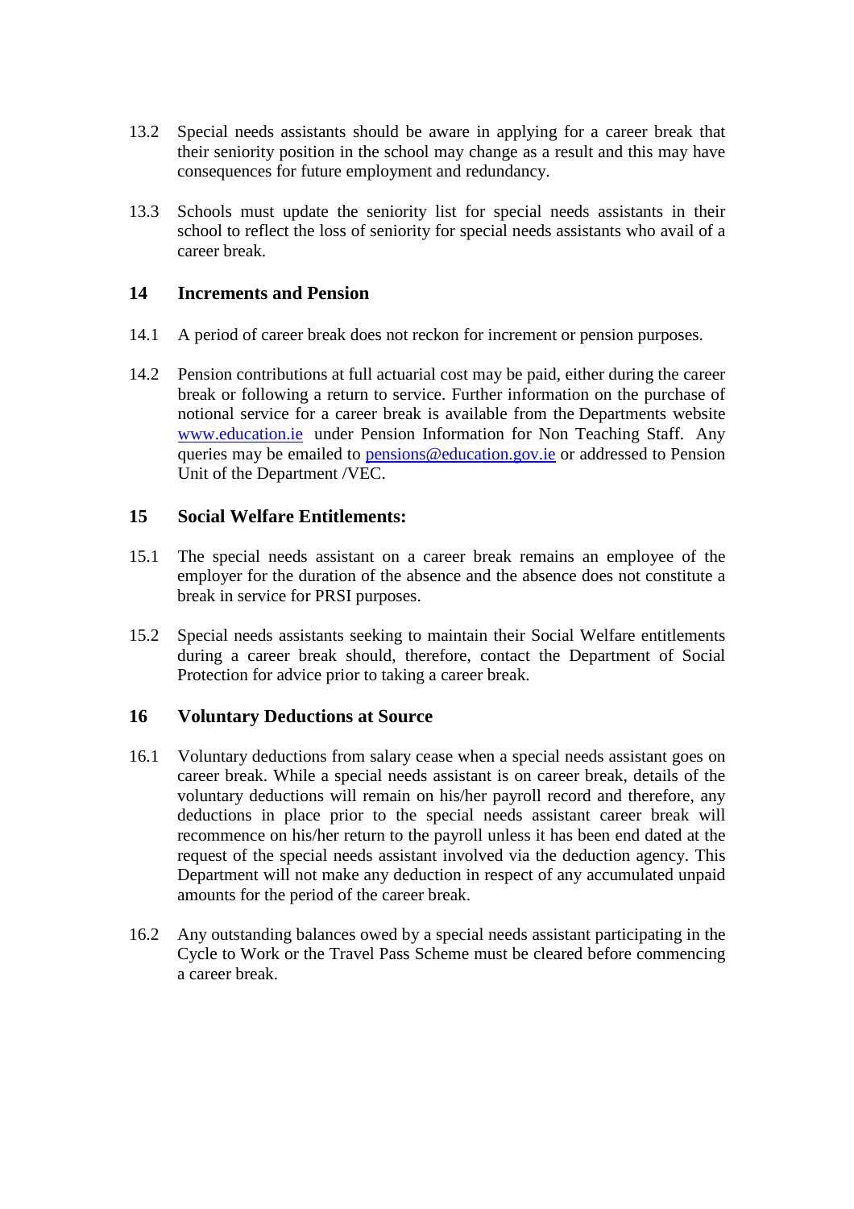13.2 Special needs assistants should be aware in applying for a career break that their seniority position in the school may change as a result and this may have consequences for future employment and redundancy.

13.3 Schools must update the seniority list for special needs assistants in their school to reflect the loss of seniority for special needs assistants who avail of a career break.

## 14 Increments and Pension

14.1 A period of career break does not reckon for increment or pension purposes.

14.2 Pension contributions at full actuarial cost may be paid, either during the career break or following a return to service. Further information on the purchase of notional service for a career break is available from the Departments website [www.education.ie](http://www.education.ie) under Pension Information for Non Teaching Staff. Any queries may be emailed to [pensions@education.gov.ie](mailto:pensions@education.gov.ie) or addressed to Pension Unit of the Department /VEC.

## 15 Social Welfare Entitlements:

15.1 The special needs assistant on a career break remains an employee of the employer for the duration of the absence and the absence does not constitute a break in service for PRSI purposes.

15.2 Special needs assistants seeking to maintain their Social Welfare entitlements during a career break should, therefore, contact the Department of Social Protection for advice prior to taking a career break.

## 16 Voluntary Deductions at Source

16.1 Voluntary deductions from salary cease when a special needs assistant goes on career break. While a special needs assistant is on career break, details of the voluntary deductions will remain on his/her payroll record and therefore, any deductions in place prior to the special needs assistant career break will recommence on his/her return to the payroll unless it has been end dated at the request of the special needs assistant involved via the deduction agency. This Department will not make any deduction in respect of any accumulated unpaid amounts for the period of the career break.

16.2 Any outstanding balances owed by a special needs assistant participating in the Cycle to Work or the Travel Pass Scheme must be cleared before commencing a career break.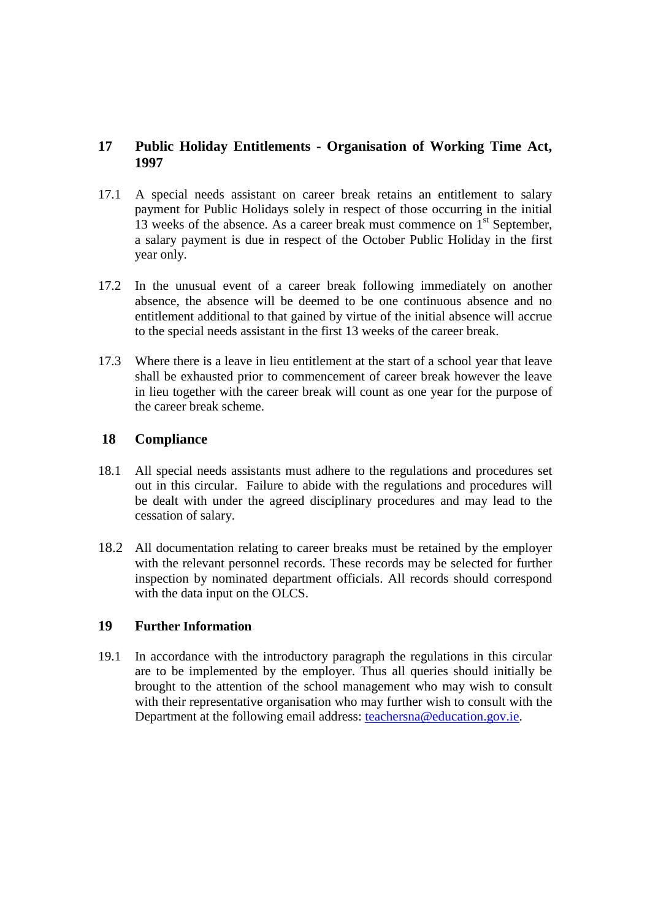## 17 Public Holiday Entitlements - Organisation of Working Time Act, 1997

17.1 A special needs assistant on career break retains an entitlement to salary payment for Public Holidays solely in respect of those occurring in the initial 13 weeks of the absence. As a career break must commence on 1st September, a salary payment is due in respect of the October Public Holiday in the first year only.

17.2 In the unusual event of a career break following immediately on another absence, the absence will be deemed to be one continuous absence and no entitlement additional to that gained by virtue of the initial absence will accrue to the special needs assistant in the first 13 weeks of the career break.

17.3 Where there is a leave in lieu entitlement at the start of a school year that leave shall be exhausted prior to commencement of career break however the leave in lieu together with the career break will count as one year for the purpose of the career break scheme.

## 18 Compliance

18.1 All special needs assistants must adhere to the regulations and procedures set out in this circular. Failure to abide with the regulations and procedures will be dealt with under the agreed disciplinary procedures and may lead to the cessation of salary.

18.2 All documentation relating to career breaks must be retained by the employer with the relevant personnel records. These records may be selected for further inspection by nominated department officials. All records should correspond with the data input on the OLCS.

## 19 Further Information

19.1 In accordance with the introductory paragraph the regulations in this circular are to be implemented by the employer. Thus all queries should initially be brought to the attention of the school management who may wish to consult with their representative organisation who may further wish to consult with the Department at the following email address: teachersna@education.gov.ie.